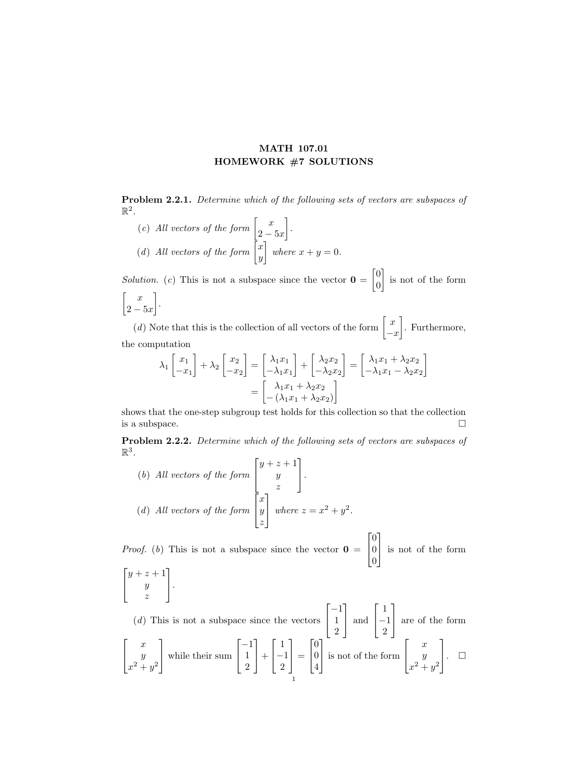# MATH 107.01
# HOMEWORK #7 SOLUTIONS

**Problem 2.2.1.** *Determine which of the following sets of vectors are subspaces of* $\mathbb{R}^2$.

(*c*) *All vectors of the form* $\begin{bmatrix} x \\ 2-5x \end{bmatrix}$.

(*d*) *All vectors of the form* $\begin{bmatrix} x \\ y \end{bmatrix}$ *where* $x + y = 0$.

*Solution.* (*c*) This is not a subspace since the vector $\mathbf{0} = \begin{bmatrix} 0 \\ 0 \end{bmatrix}$ is not of the form $\begin{bmatrix} x \\ 2-5x \end{bmatrix}$.

(*d*) Note that this is the collection of all vectors of the form $\begin{bmatrix} x \\ -x \end{bmatrix}$. Furthermore, the computation

$$\lambda_1 \begin{bmatrix} x_1 \\ -x_1 \end{bmatrix} + \lambda_2 \begin{bmatrix} x_2 \\ -x_2 \end{bmatrix} = \begin{bmatrix} \lambda_1 x_1 \\ -\lambda_1 x_1 \end{bmatrix} + \begin{bmatrix} \lambda_2 x_2 \\ -\lambda_2 x_2 \end{bmatrix} = \begin{bmatrix} \lambda_1 x_1 + \lambda_2 x_2 \\ -\lambda_1 x_1 - \lambda_2 x_2 \end{bmatrix}$$
$$= \begin{bmatrix} \lambda_1 x_1 + \lambda_2 x_2 \\ -(\lambda_1 x_1 + \lambda_2 x_2) \end{bmatrix}$$

shows that the one-step subgroup test holds for this collection so that the collection is a subspace. □

**Problem 2.2.2.** *Determine which of the following sets of vectors are subspaces of* $\mathbb{R}^3$.

(*b*) *All vectors of the form* $\begin{bmatrix} y+z+1 \\ y \\ z \end{bmatrix}$.

(*d*) *All vectors of the form* $\begin{bmatrix} x \\ y \\ z \end{bmatrix}$ *where* $z = x^2 + y^2$.

*Proof.* (*b*) This is not a subspace since the vector $\mathbf{0} = \begin{bmatrix} 0 \\ 0 \\ 0 \end{bmatrix}$ is not of the form $\begin{bmatrix} y+z+1 \\ y \\ z \end{bmatrix}$.

(*d*) This is not a subspace since the vectors $\begin{bmatrix} -1 \\ 1 \\ 2 \end{bmatrix}$ and $\begin{bmatrix} 1 \\ -1 \\ 2 \end{bmatrix}$ are of the form $\begin{bmatrix} x \\ y \\ x^2+y^2 \end{bmatrix}$ while their sum $\begin{bmatrix} -1 \\ 1 \\ 2 \end{bmatrix} + \begin{bmatrix} 1 \\ -1 \\ 2 \end{bmatrix} = \begin{bmatrix} 0 \\ 0 \\ 4 \end{bmatrix}$ is not of the form $\begin{bmatrix} x \\ y \\ x^2+y^2 \end{bmatrix}$. □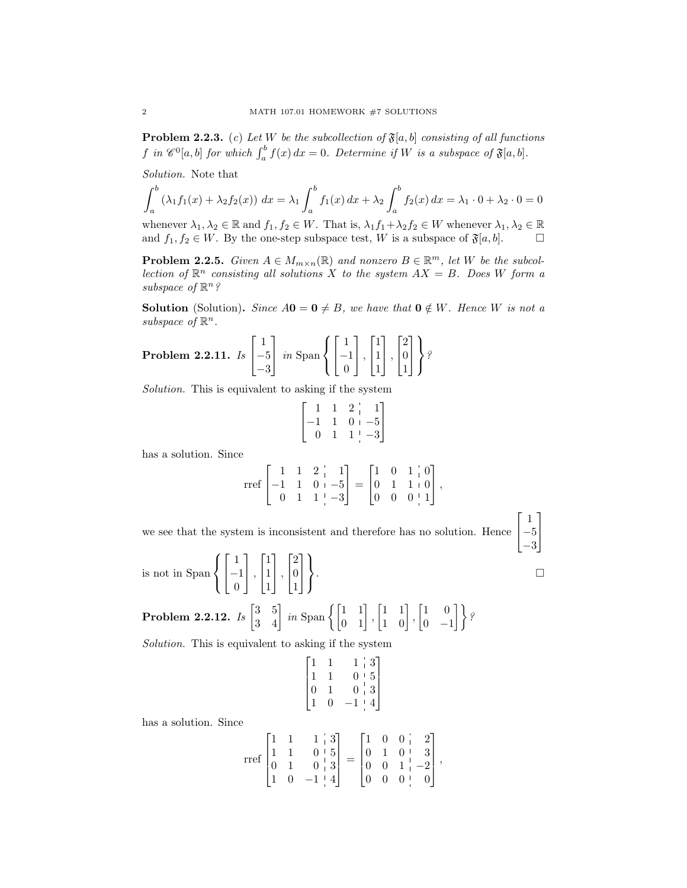**Problem 2.2.3.** (*c*) *Let $W$ be the subcollection of $\mathfrak{F}[a,b]$ consisting of all functions $f$ in $\mathscr{C}^0[a,b]$ for which $\int_a^b f(x)\,dx = 0$. Determine if $W$ is a subspace of $\mathfrak{F}[a,b]$.*

*Solution.* Note that

$$\int_a^b (\lambda_1 f_1(x) + \lambda_2 f_2(x))\,dx = \lambda_1 \int_a^b f_1(x)\,dx + \lambda_2 \int_a^b f_2(x)\,dx = \lambda_1 \cdot 0 + \lambda_2 \cdot 0 = 0$$

whenever $\lambda_1, \lambda_2 \in \mathbb{R}$ and $f_1, f_2 \in W$. That is, $\lambda_1 f_1 + \lambda_2 f_2 \in W$ whenever $\lambda_1, \lambda_2 \in \mathbb{R}$ and $f_1, f_2 \in W$. By the one-step subspace test, $W$ is a subspace of $\mathfrak{F}[a,b]$. □

**Problem 2.2.5.** *Given $A \in M_{m\times n}(\mathbb{R})$ and nonzero $B \in \mathbb{R}^m$, let $W$ be the subcollection of $\mathbb{R}^n$ consisting all solutions $X$ to the system $AX = B$. Does $W$ form a subspace of $\mathbb{R}^n$?*

**Solution** (Solution)**.** *Since $A\mathbf{0} = \mathbf{0} \neq B$, we have that $\mathbf{0} \notin W$. Hence $W$ is not a subspace of $\mathbb{R}^n$.*

**Problem 2.2.11.** *Is $\begin{bmatrix} 1 \\ -5 \\ -3 \end{bmatrix}$ in* $\operatorname{Span}\left\{ \begin{bmatrix} 1 \\ -1 \\ 0 \end{bmatrix}, \begin{bmatrix} 1 \\ 1 \\ 1 \end{bmatrix}, \begin{bmatrix} 2 \\ 0 \\ 1 \end{bmatrix} \right\}$*?*

*Solution.* This is equivalent to asking if the system

$$\left[\begin{array}{ccc|c} 1 & 1 & 2 & 1 \\ -1 & 1 & 0 & -5 \\ 0 & 1 & 1 & -3 \end{array}\right]$$

has a solution. Since

$$\operatorname{rref}\left[\begin{array}{ccc|c} 1 & 1 & 2 & 1 \\ -1 & 1 & 0 & -5 \\ 0 & 1 & 1 & -3 \end{array}\right] = \left[\begin{array}{ccc|c} 1 & 0 & 1 & 0 \\ 0 & 1 & 1 & 0 \\ 0 & 0 & 0 & 1 \end{array}\right],$$

we see that the system is inconsistent and therefore has no solution. Hence $\begin{bmatrix} 1 \\ -5 \\ -3 \end{bmatrix}$ is not in $\operatorname{Span}\left\{ \begin{bmatrix} 1 \\ -1 \\ 0 \end{bmatrix}, \begin{bmatrix} 1 \\ 1 \\ 1 \end{bmatrix}, \begin{bmatrix} 2 \\ 0 \\ 1 \end{bmatrix} \right\}$. □

**Problem 2.2.12.** *Is $\begin{bmatrix} 3 & 5 \\ 3 & 4 \end{bmatrix}$ in* $\operatorname{Span}\left\{ \begin{bmatrix} 1 & 1 \\ 0 & 1 \end{bmatrix}, \begin{bmatrix} 1 & 1 \\ 1 & 0 \end{bmatrix}, \begin{bmatrix} 1 & 0 \\ 0 & -1 \end{bmatrix} \right\}$*?*

*Solution.* This is equivalent to asking if the system

$$\left[\begin{array}{ccc|c} 1 & 1 & 1 & 3 \\ 1 & 1 & 0 & 5 \\ 0 & 1 & 0 & 3 \\ 1 & 0 & -1 & 4 \end{array}\right]$$

has a solution. Since

$$\operatorname{rref}\left[\begin{array}{ccc|c} 1 & 1 & 1 & 3 \\ 1 & 1 & 0 & 5 \\ 0 & 1 & 0 & 3 \\ 1 & 0 & -1 & 4 \end{array}\right] = \left[\begin{array}{ccc|c} 1 & 0 & 0 & 2 \\ 0 & 1 & 0 & 3 \\ 0 & 0 & 1 & -2 \\ 0 & 0 & 0 & 0 \end{array}\right],$$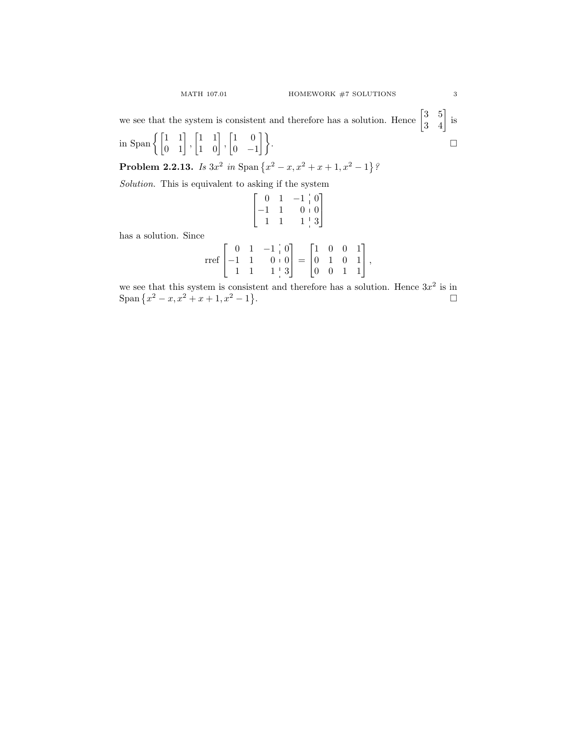we see that the system is consistent and therefore has a solution. Hence $\begin{bmatrix} 3 & 5 \\ 3 & 4 \end{bmatrix}$ is in $\operatorname{Span}\left\{ \begin{bmatrix} 1 & 1 \\ 0 & 1 \end{bmatrix}, \begin{bmatrix} 1 & 1 \\ 1 & 0 \end{bmatrix}, \begin{bmatrix} 1 & 0 \\ 0 & -1 \end{bmatrix} \right\}$. □

**Problem 2.2.13.** *Is* $3x^2$ *in* $\operatorname{Span}\left\{x^2 - x, x^2 + x + 1, x^2 - 1\right\}$*?*

*Solution.* This is equivalent to asking if the system

$$\left[\begin{array}{rrr|r} 0 & 1 & -1 & 0 \\ -1 & 1 & 0 & 0 \\ 1 & 1 & 1 & 3 \end{array}\right]$$

has a solution. Since

$$\operatorname{rref}\left[\begin{array}{rrr|r} 0 & 1 & -1 & 0 \\ -1 & 1 & 0 & 0 \\ 1 & 1 & 1 & 3 \end{array}\right] = \begin{bmatrix} 1 & 0 & 0 & 1 \\ 0 & 1 & 0 & 1 \\ 0 & 0 & 1 & 1 \end{bmatrix},$$

we see that this system is consistent and therefore has a solution. Hence $3x^2$ is in $\operatorname{Span}\left\{x^2 - x, x^2 + x + 1, x^2 - 1\right\}$. □